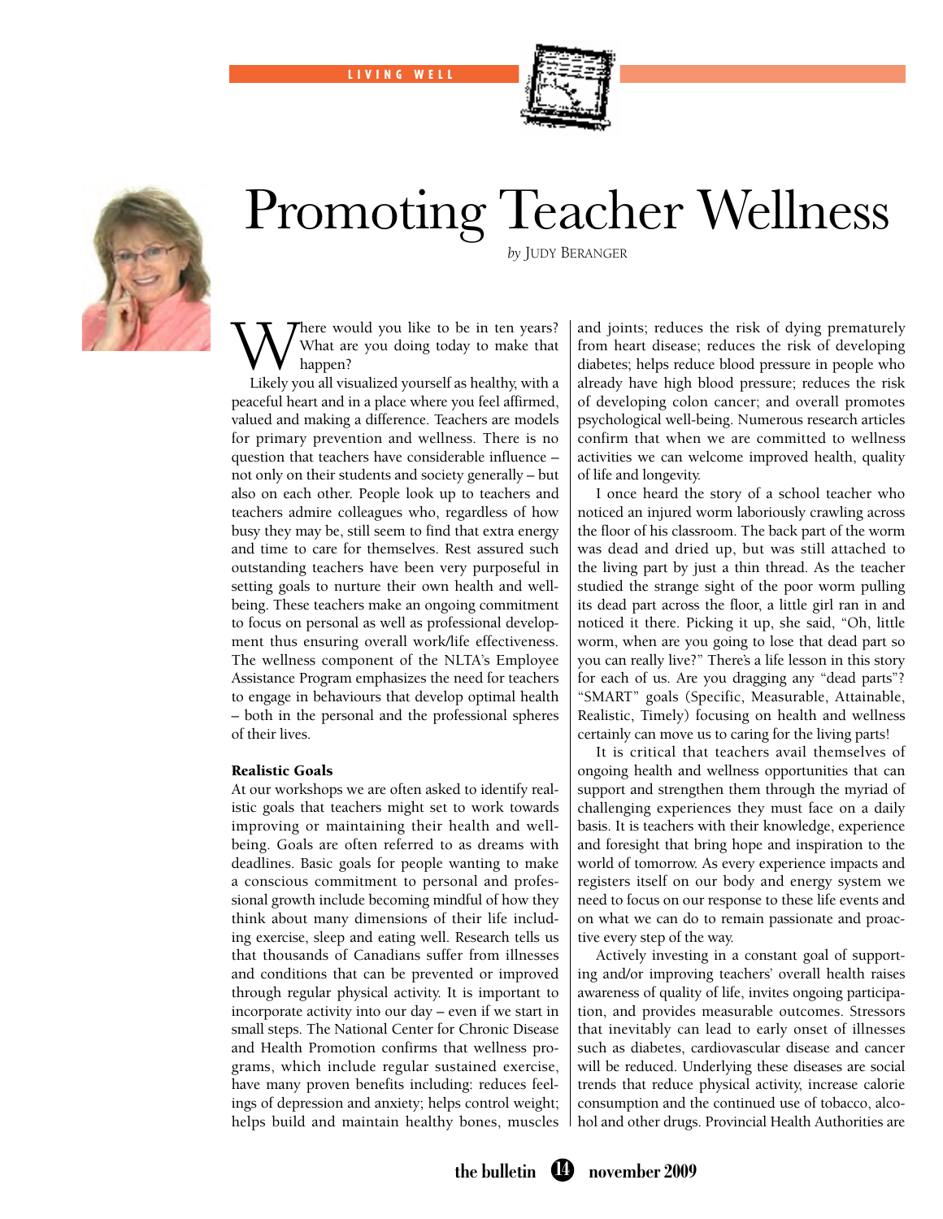LIVING WELL

# Promoting Teacher Wellness

*by* Judy Beranger

Where would you like to be in ten years? What are you doing today to make that happen?

Likely you all visualized yourself as healthy, with a peaceful heart and in a place where you feel affirmed, valued and making a difference. Teachers are models for primary prevention and wellness. There is no question that teachers have considerable influence – not only on their students and society generally – but also on each other. People look up to teachers and teachers admire colleagues who, regardless of how busy they may be, still seem to find that extra energy and time to care for themselves. Rest assured such outstanding teachers have been very purposeful in setting goals to nurture their own health and well-being. These teachers make an ongoing commitment to focus on personal as well as professional development thus ensuring overall work/life effectiveness. The wellness component of the NLTA's Employee Assistance Program emphasizes the need for teachers to engage in behaviours that develop optimal health – both in the personal and the professional spheres of their lives.

**Realistic Goals**

At our workshops we are often asked to identify realistic goals that teachers might set to work towards improving or maintaining their health and well-being. Goals are often referred to as dreams with deadlines. Basic goals for people wanting to make a conscious commitment to personal and professional growth include becoming mindful of how they think about many dimensions of their life including exercise, sleep and eating well. Research tells us that thousands of Canadians suffer from illnesses and conditions that can be prevented or improved through regular physical activity. It is important to incorporate activity into our day – even if we start in small steps. The National Center for Chronic Disease and Health Promotion confirms that wellness programs, which include regular sustained exercise, have many proven benefits including: reduces feelings of depression and anxiety; helps control weight; helps build and maintain healthy bones, muscles and joints; reduces the risk of dying prematurely from heart disease; reduces the risk of developing diabetes; helps reduce blood pressure in people who already have high blood pressure; reduces the risk of developing colon cancer; and overall promotes psychological well-being. Numerous research articles confirm that when we are committed to wellness activities we can welcome improved health, quality of life and longevity.

I once heard the story of a school teacher who noticed an injured worm laboriously crawling across the floor of his classroom. The back part of the worm was dead and dried up, but was still attached to the living part by just a thin thread. As the teacher studied the strange sight of the poor worm pulling its dead part across the floor, a little girl ran in and noticed it there. Picking it up, she said, "Oh, little worm, when are you going to lose that dead part so you can really live?" There's a life lesson in this story for each of us. Are you dragging any "dead parts"? "SMART" goals (Specific, Measurable, Attainable, Realistic, Timely) focusing on health and wellness certainly can move us to caring for the living parts!

It is critical that teachers avail themselves of ongoing health and wellness opportunities that can support and strengthen them through the myriad of challenging experiences they must face on a daily basis. It is teachers with their knowledge, experience and foresight that bring hope and inspiration to the world of tomorrow. As every experience impacts and registers itself on our body and energy system we need to focus on our response to these life events and on what we can do to remain passionate and proactive every step of the way.

Actively investing in a constant goal of supporting and/or improving teachers' overall health raises awareness of quality of life, invites ongoing participation, and provides measurable outcomes. Stressors that inevitably can lead to early onset of illnesses such as diabetes, cardiovascular disease and cancer will be reduced. Underlying these diseases are social trends that reduce physical activity, increase calorie consumption and the continued use of tobacco, alcohol and other drugs. Provincial Health Authorities are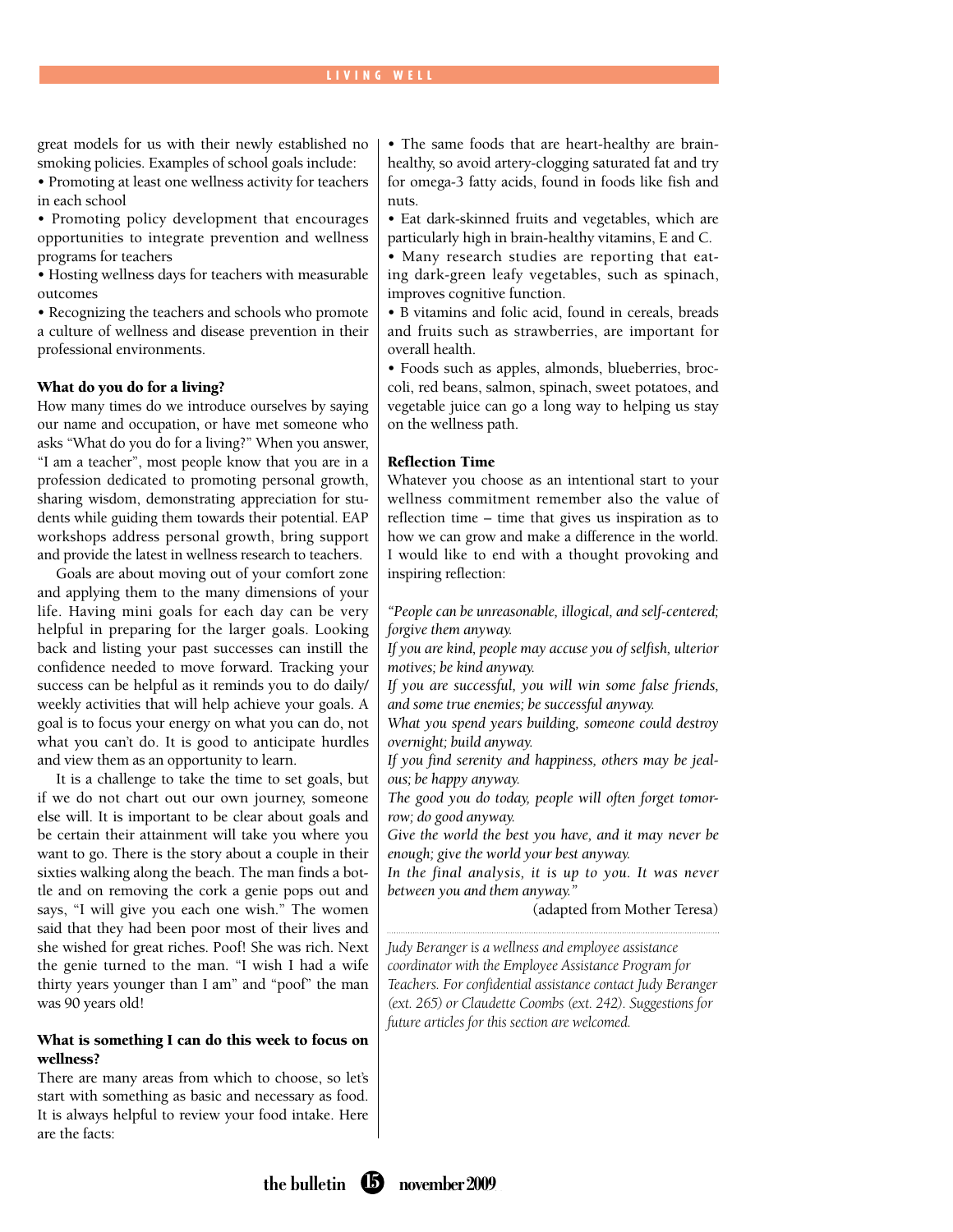great models for us with their newly established no smoking policies. Examples of school goals include:

- Promoting at least one wellness activity for teachers in each school
- Promoting policy development that encourages opportunities to integrate prevention and wellness programs for teachers
- Hosting wellness days for teachers with measurable outcomes
- Recognizing the teachers and schools who promote a culture of wellness and disease prevention in their professional environments.

**What do you do for a living?**

How many times do we introduce ourselves by saying our name and occupation, or have met someone who asks "What do you do for a living?" When you answer, "I am a teacher", most people know that you are in a profession dedicated to promoting personal growth, sharing wisdom, demonstrating appreciation for students while guiding them towards their potential. EAP workshops address personal growth, bring support and provide the latest in wellness research to teachers.

Goals are about moving out of your comfort zone and applying them to the many dimensions of your life. Having mini goals for each day can be very helpful in preparing for the larger goals. Looking back and listing your past successes can instill the confidence needed to move forward. Tracking your success can be helpful as it reminds you to do daily/weekly activities that will help achieve your goals. A goal is to focus your energy on what you can do, not what you can't do. It is good to anticipate hurdles and view them as an opportunity to learn.

It is a challenge to take the time to set goals, but if we do not chart out our own journey, someone else will. It is important to be clear about goals and be certain their attainment will take you where you want to go. There is the story about a couple in their sixties walking along the beach. The man finds a bottle and on removing the cork a genie pops out and says, "I will give you each one wish." The women said that they had been poor most of their lives and she wished for great riches. Poof! She was rich. Next the genie turned to the man. "I wish I had a wife thirty years younger than I am" and "poof" the man was 90 years old!

**What is something I can do this week to focus on wellness?**

There are many areas from which to choose, so let's start with something as basic and necessary as food. It is always helpful to review your food intake. Here are the facts:

- The same foods that are heart-healthy are brain-healthy, so avoid artery-clogging saturated fat and try for omega-3 fatty acids, found in foods like fish and nuts.
- Eat dark-skinned fruits and vegetables, which are particularly high in brain-healthy vitamins, E and C.
- Many research studies are reporting that eating dark-green leafy vegetables, such as spinach, improves cognitive function.
- B vitamins and folic acid, found in cereals, breads and fruits such as strawberries, are important for overall health.
- Foods such as apples, almonds, blueberries, broccoli, red beans, salmon, spinach, sweet potatoes, and vegetable juice can go a long way to helping us stay on the wellness path.

**Reflection Time**

Whatever you choose as an intentional start to your wellness commitment remember also the value of reflection time – time that gives us inspiration as to how we can grow and make a difference in the world. I would like to end with a thought provoking and inspiring reflection:

*"People can be unreasonable, illogical, and self-centered; forgive them anyway.*
*If you are kind, people may accuse you of selfish, ulterior motives; be kind anyway.*
*If you are successful, you will win some false friends, and some true enemies; be successful anyway.*
*What you spend years building, someone could destroy overnight; build anyway.*
*If you find serenity and happiness, others may be jealous; be happy anyway.*
*The good you do today, people will often forget tomorrow; do good anyway.*
*Give the world the best you have, and it may never be enough; give the world your best anyway.*
*In the final analysis, it is up to you. It was never between you and them anyway."*

(adapted from Mother Teresa)

---

*Judy Beranger is a wellness and employee assistance coordinator with the Employee Assistance Program for Teachers. For confidential assistance contact Judy Beranger (ext. 265) or Claudette Coombs (ext. 242). Suggestions for future articles for this section are welcomed.*